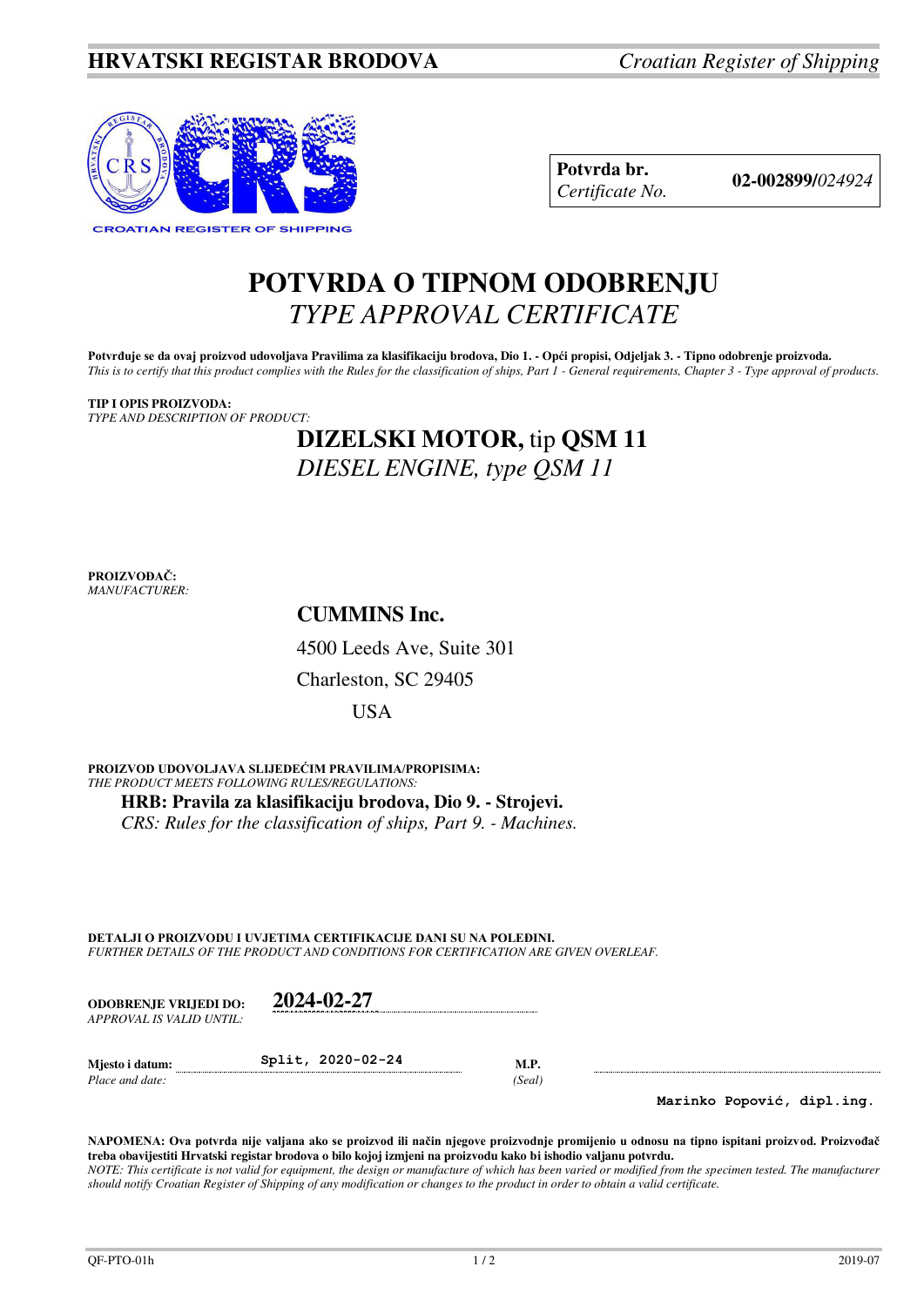**HRVATSKI REGISTAR BRODOVA** *Croatian Register of Shipping*

CROATIAN REGISTER OF SHIPPING

| **Potvrda br.** *Certificate No.* | **02-002899/***024924* |
|---|---|

# POTVRDA O TIPNOM ODOBRENJU
## *TYPE APPROVAL CERTIFICATE*

**Potvrđuje se da ovaj proizvod udovoljava Pravilima za klasifikaciju brodova, Dio 1. - Opći propisi, Odjeljak 3. - Tipno odobrenje proizvoda.**
*This is to certify that this product complies with the Rules for the classification of ships, Part 1 - General requirements, Chapter 3 - Type approval of products.*

**TIP I OPIS PROIZVODA:**
*TYPE AND DESCRIPTION OF PRODUCT:*

**DIZELSKI MOTOR,** tip **QSM 11**
*DIESEL ENGINE, type QSM 11*

**PROIZVOĐAČ:**
*MANUFACTURER:*

**CUMMINS Inc.**
4500 Leeds Ave, Suite 301
Charleston, SC 29405
USA

**PROIZVOD UDOVOLJAVA SLIJEDEĆIM PRAVILIMA/PROPISIMA:**
*THE PRODUCT MEETS FOLLOWING RULES/REGULATIONS:*

**HRB: Pravila za klasifikaciju brodova, Dio 9. - Strojevi.**
*CRS: Rules for the classification of ships, Part 9. - Machines.*

**DETALJI O PROIZVODU I UVJETIMA CERTIFIKACIJE DANI SU NA POLEĐINI.**
*FURTHER DETAILS OF THE PRODUCT AND CONDITIONS FOR CERTIFICATION ARE GIVEN OVERLEAF.*

**ODOBRENJE VRIJEDI DO:** *APPROVAL IS VALID UNTIL:* **2024-02-27**

**Mjesto i datum:** *Place and date:* Split, 2020-02-24

**M.P.** *(Seal)*

Marinko Popović, dipl.ing.

**NAPOMENA: Ova potvrda nije valjana ako se proizvod ili način njegove proizvodnje promijenio u odnosu na tipno ispitani proizvod. Proizvođač treba obavijestiti Hrvatski registar brodova o bilo kojoj izmjeni na proizvodu kako bi ishodio valjanu potvrdu.**
*NOTE: This certificate is not valid for equipment, the design or manufacture of which has been varied or modified from the specimen tested. The manufacturer should notify Croatian Register of Shipping of any modification or changes to the product in order to obtain a valid certificate.*

QF-PTO-01h 2019-07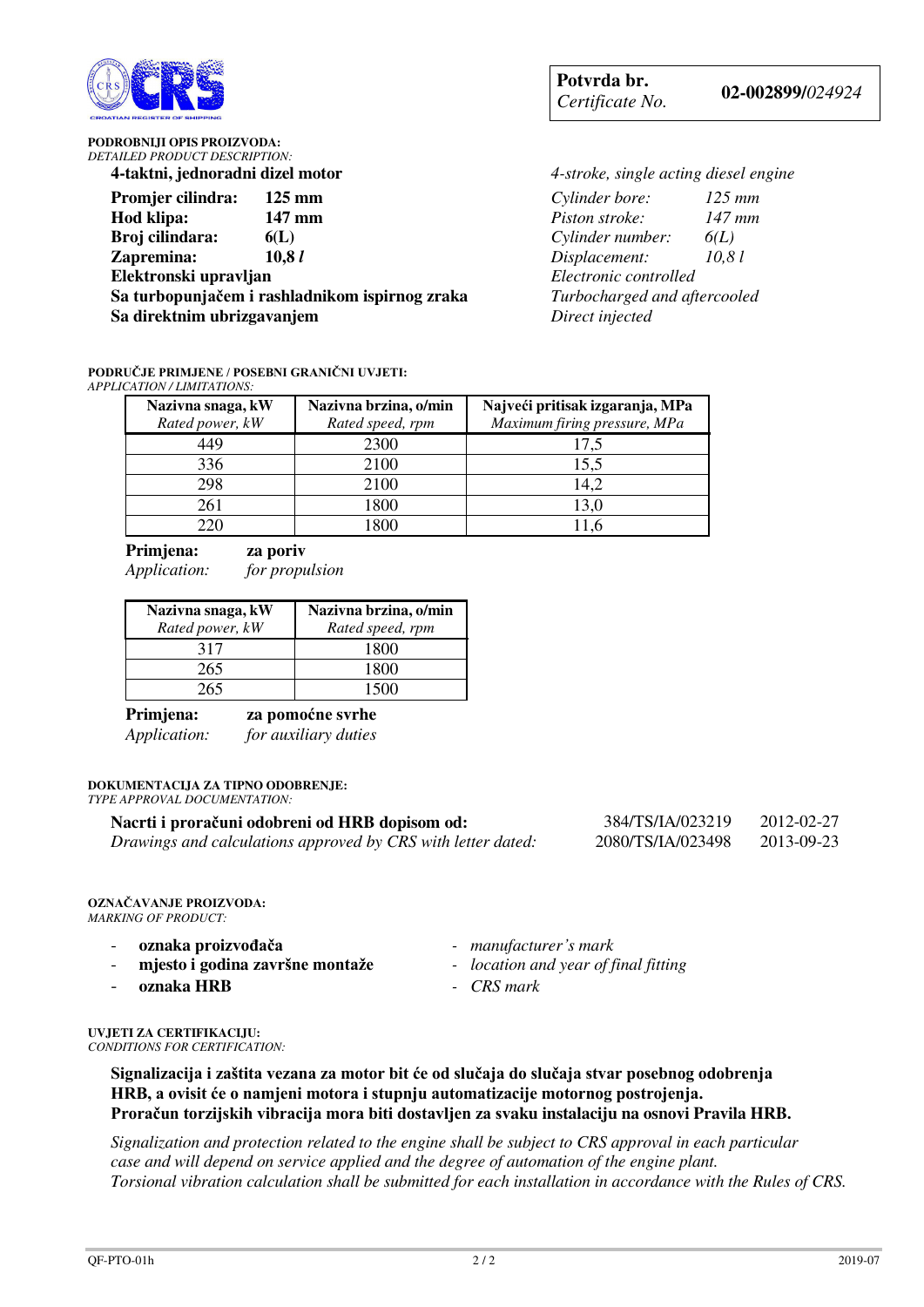| **Potvrda br.** *Certificate No.* | **02-002899/***024924* |
|---|---|

**PODROBNIJI OPIS PROIZVODA:**
*DETAILED PRODUCT DESCRIPTION:*

**4-taktni, jednoradni dizel motor** — *4-stroke, single acting diesel engine*

| | | | |
|---|---|---|---|
| **Promjer cilindra:** | **125 mm** | *Cylinder bore:* | *125 mm* |
| **Hod klipa:** | **147 mm** | *Piston stroke:* | *147 mm* |
| **Broj cilindara:** | **6(L)** | *Cylinder number:* | *6(L)* |
| **Zapremina:** | **10,8 *l*** | *Displacement:* | *10,8 l* |

**Elektronski upravljan** — *Electronic controlled*

**Sa turbopunjačem i rashladnikom ispirnog zraka** — *Turbocharged and aftercooled*

**Sa direktnim ubrizgavanjem** — *Direct injected*

**PODRUČJE PRIMJENE / POSEBNI GRANIČNI UVJETI:**
*APPLICATION / LIMITATIONS:*

| **Nazivna snaga, kW** *Rated power, kW* | **Nazivna brzina, o/min** *Rated speed, rpm* | **Najveći pritisak izgaranja, MPa** *Maximum firing pressure, MPa* |
|---|---|---|
| 449 | 2300 | 17,5 |
| 336 | 2100 | 15,5 |
| 298 | 2100 | 14,2 |
| 261 | 1800 | 13,0 |
| 220 | 1800 | 11,6 |

**Primjena:** **za poriv**
*Application:* *for propulsion*

| **Nazivna snaga, kW** *Rated power, kW* | **Nazivna brzina, o/min** *Rated speed, rpm* |
|---|---|
| 317 | 1800 |
| 265 | 1800 |
| 265 | 1500 |

**Primjena:** **za pomoćne svrhe**
*Application:* *for auxiliary duties*

**DOKUMENTACIJA ZA TIPNO ODOBRENJE:**
*TYPE APPROVAL DOCUMENTATION:*

**Nacrti i proračuni odobreni od HRB dopisom od:**
*Drawings and calculations approved by CRS with letter dated:*

| | |
|---|---|
| 384/TS/IA/023219 | 2012-02-27 |
| 2080/TS/IA/023498 | 2013-09-23 |

**OZNAČAVANJE PROIZVODA:**
*MARKING OF PRODUCT:*

- **oznaka proizvođača** — *manufacturer's mark*
- **mjesto i godina završne montaže** — *location and year of final fitting*
- **oznaka HRB** — *CRS mark*

**UVJETI ZA CERTIFIKACIJU:**
*CONDITIONS FOR CERTIFICATION:*

**Signalizacija i zaštita vezana za motor bit će od slučaja do slučaja stvar posebnog odobrenja HRB, a ovisit će o namjeni motora i stupnju automatizacije motornog postrojenja.**
**Proračun torzijskih vibracija mora biti dostavljen za svaku instalaciju na osnovi Pravila HRB.**

*Signalization and protection related to the engine shall be subject to CRS approval in each particular case and will depend on service applied and the degree of automation of the engine plant.*
*Torsional vibration calculation shall be submitted for each installation in accordance with the Rules of CRS.*